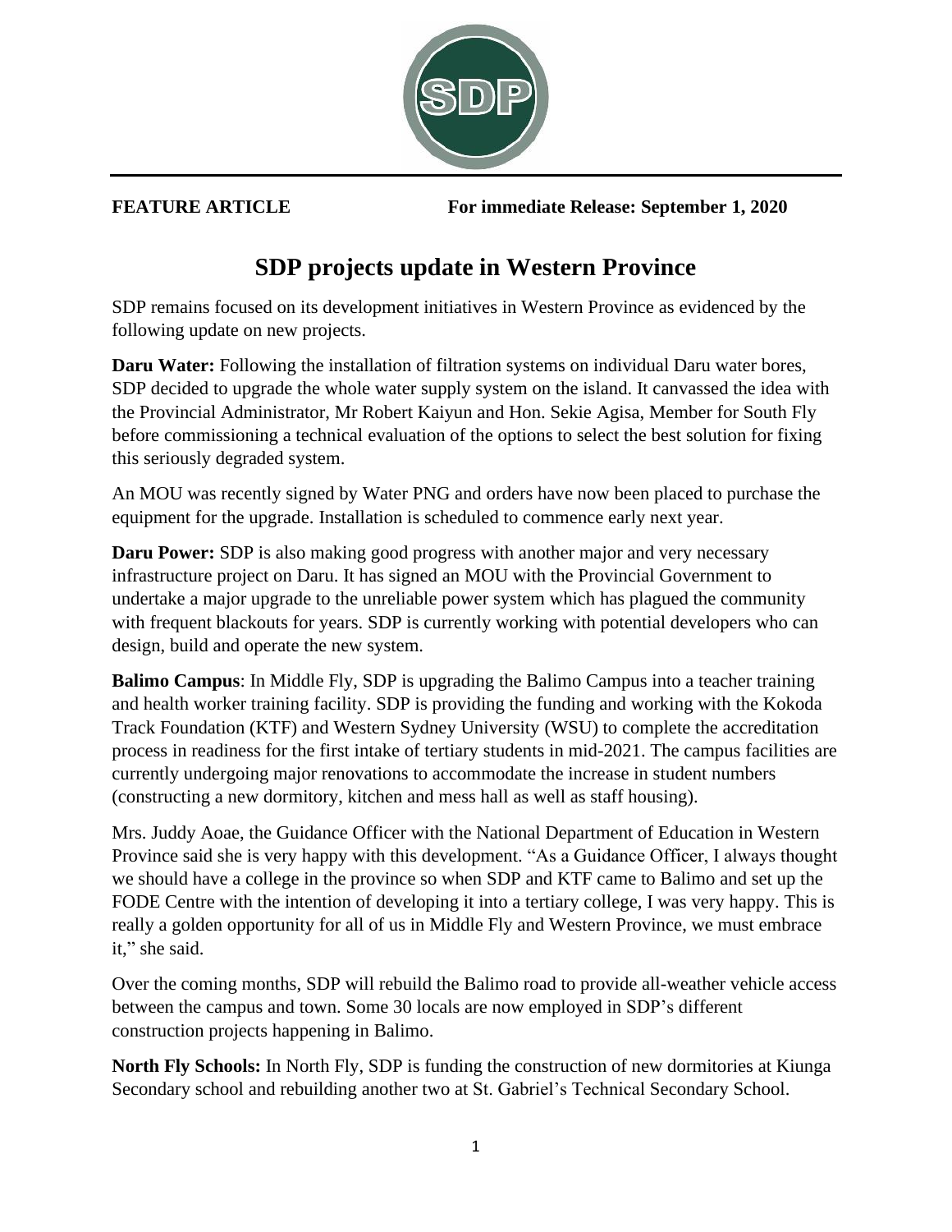**FEATURE ARTICLE** **For immediate Release: September 1, 2020**

# SDP projects update in Western Province

SDP remains focused on its development initiatives in Western Province as evidenced by the following update on new projects.

**Daru Water:** Following the installation of filtration systems on individual Daru water bores, SDP decided to upgrade the whole water supply system on the island. It canvassed the idea with the Provincial Administrator, Mr Robert Kaiyun and Hon. Sekie Agisa, Member for South Fly before commissioning a technical evaluation of the options to select the best solution for fixing this seriously degraded system.

An MOU was recently signed by Water PNG and orders have now been placed to purchase the equipment for the upgrade. Installation is scheduled to commence early next year.

**Daru Power:** SDP is also making good progress with another major and very necessary infrastructure project on Daru. It has signed an MOU with the Provincial Government to undertake a major upgrade to the unreliable power system which has plagued the community with frequent blackouts for years. SDP is currently working with potential developers who can design, build and operate the new system.

**Balimo Campus**: In Middle Fly, SDP is upgrading the Balimo Campus into a teacher training and health worker training facility. SDP is providing the funding and working with the Kokoda Track Foundation (KTF) and Western Sydney University (WSU) to complete the accreditation process in readiness for the first intake of tertiary students in mid-2021. The campus facilities are currently undergoing major renovations to accommodate the increase in student numbers (constructing a new dormitory, kitchen and mess hall as well as staff housing).

Mrs. Juddy Aoae, the Guidance Officer with the National Department of Education in Western Province said she is very happy with this development. "As a Guidance Officer, I always thought we should have a college in the province so when SDP and KTF came to Balimo and set up the FODE Centre with the intention of developing it into a tertiary college, I was very happy. This is really a golden opportunity for all of us in Middle Fly and Western Province, we must embrace it," she said.

Over the coming months, SDP will rebuild the Balimo road to provide all-weather vehicle access between the campus and town. Some 30 locals are now employed in SDP's different construction projects happening in Balimo.

**North Fly Schools:** In North Fly, SDP is funding the construction of new dormitories at Kiunga Secondary school and rebuilding another two at St. Gabriel's Technical Secondary School.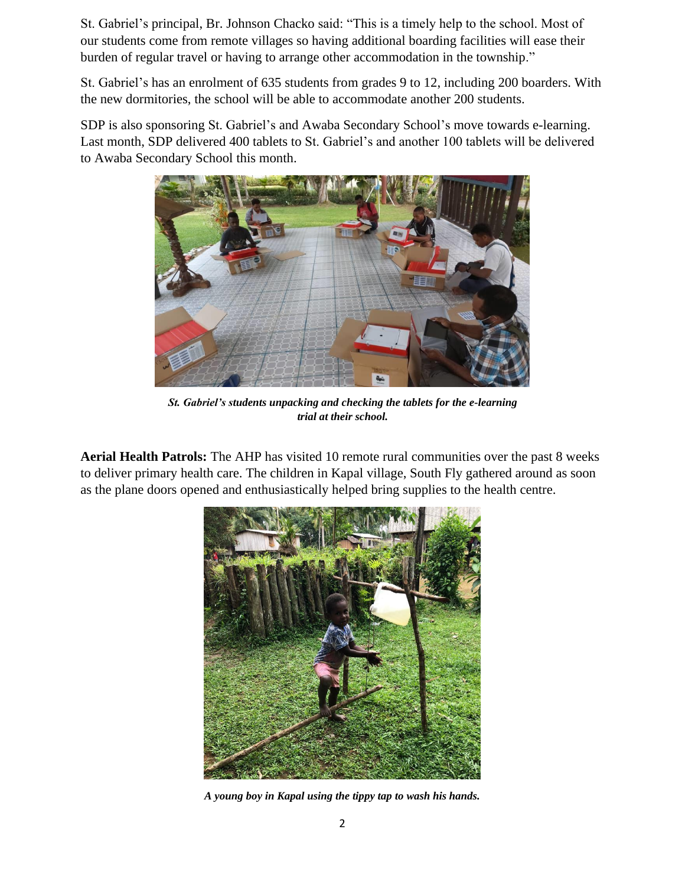St. Gabriel's principal, Br. Johnson Chacko said: "This is a timely help to the school. Most of our students come from remote villages so having additional boarding facilities will ease their burden of regular travel or having to arrange other accommodation in the township."

St. Gabriel's has an enrolment of 635 students from grades 9 to 12, including 200 boarders. With the new dormitories, the school will be able to accommodate another 200 students.

SDP is also sponsoring St. Gabriel's and Awaba Secondary School's move towards e-learning. Last month, SDP delivered 400 tablets to St. Gabriel's and another 100 tablets will be delivered to Awaba Secondary School this month.

***St. Gabriel's students unpacking and checking the tablets for the e-learning trial at their school.***

**Aerial Health Patrols:** The AHP has visited 10 remote rural communities over the past 8 weeks to deliver primary health care. The children in Kapal village, South Fly gathered around as soon as the plane doors opened and enthusiastically helped bring supplies to the health centre.

***A young boy in Kapal using the tippy tap to wash his hands.***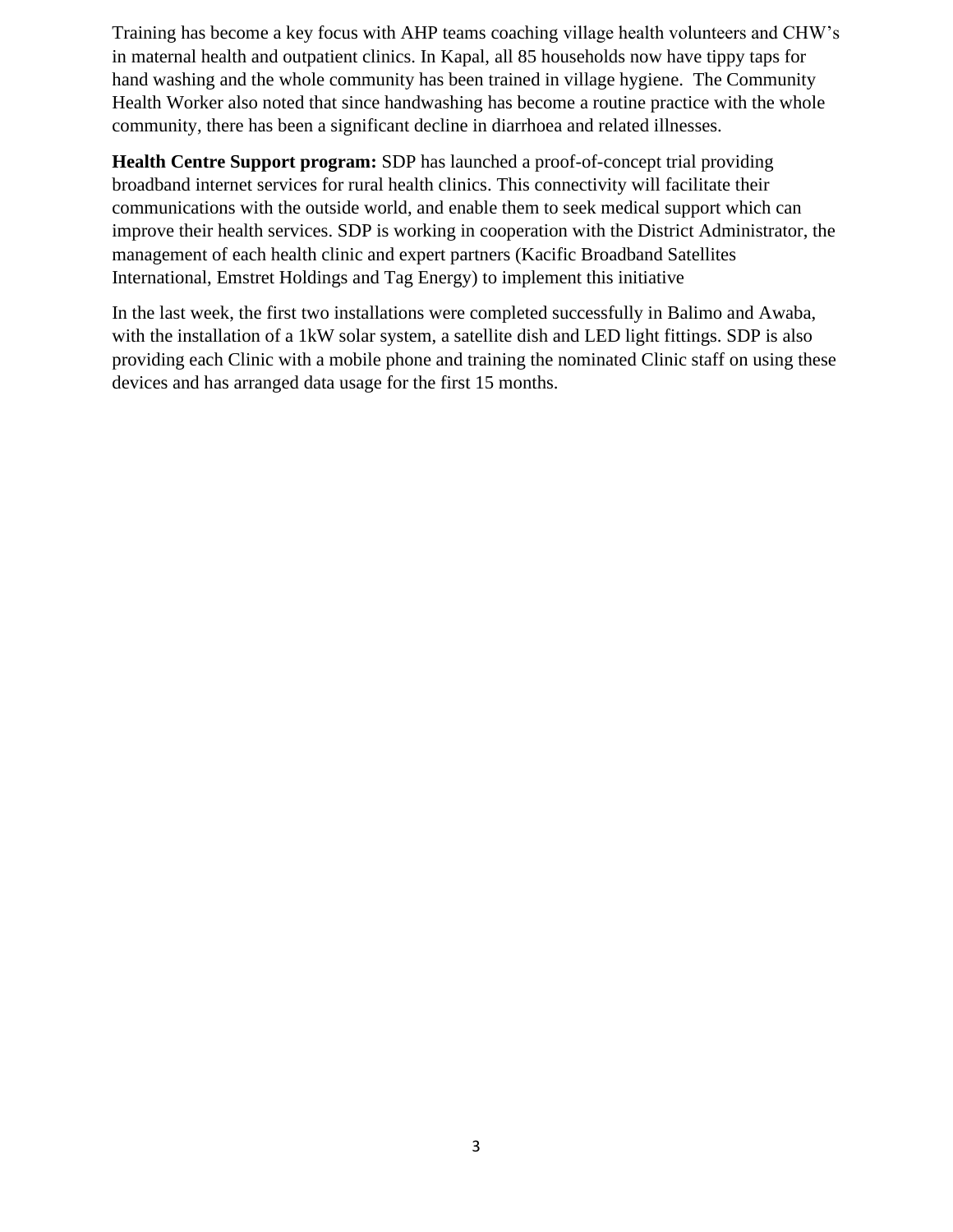Training has become a key focus with AHP teams coaching village health volunteers and CHW's in maternal health and outpatient clinics. In Kapal, all 85 households now have tippy taps for hand washing and the whole community has been trained in village hygiene. The Community Health Worker also noted that since handwashing has become a routine practice with the whole community, there has been a significant decline in diarrhoea and related illnesses.

**Health Centre Support program:** SDP has launched a proof-of-concept trial providing broadband internet services for rural health clinics. This connectivity will facilitate their communications with the outside world, and enable them to seek medical support which can improve their health services. SDP is working in cooperation with the District Administrator, the management of each health clinic and expert partners (Kacific Broadband Satellites International, Emstret Holdings and Tag Energy) to implement this initiative

In the last week, the first two installations were completed successfully in Balimo and Awaba, with the installation of a 1kW solar system, a satellite dish and LED light fittings. SDP is also providing each Clinic with a mobile phone and training the nominated Clinic staff on using these devices and has arranged data usage for the first 15 months.